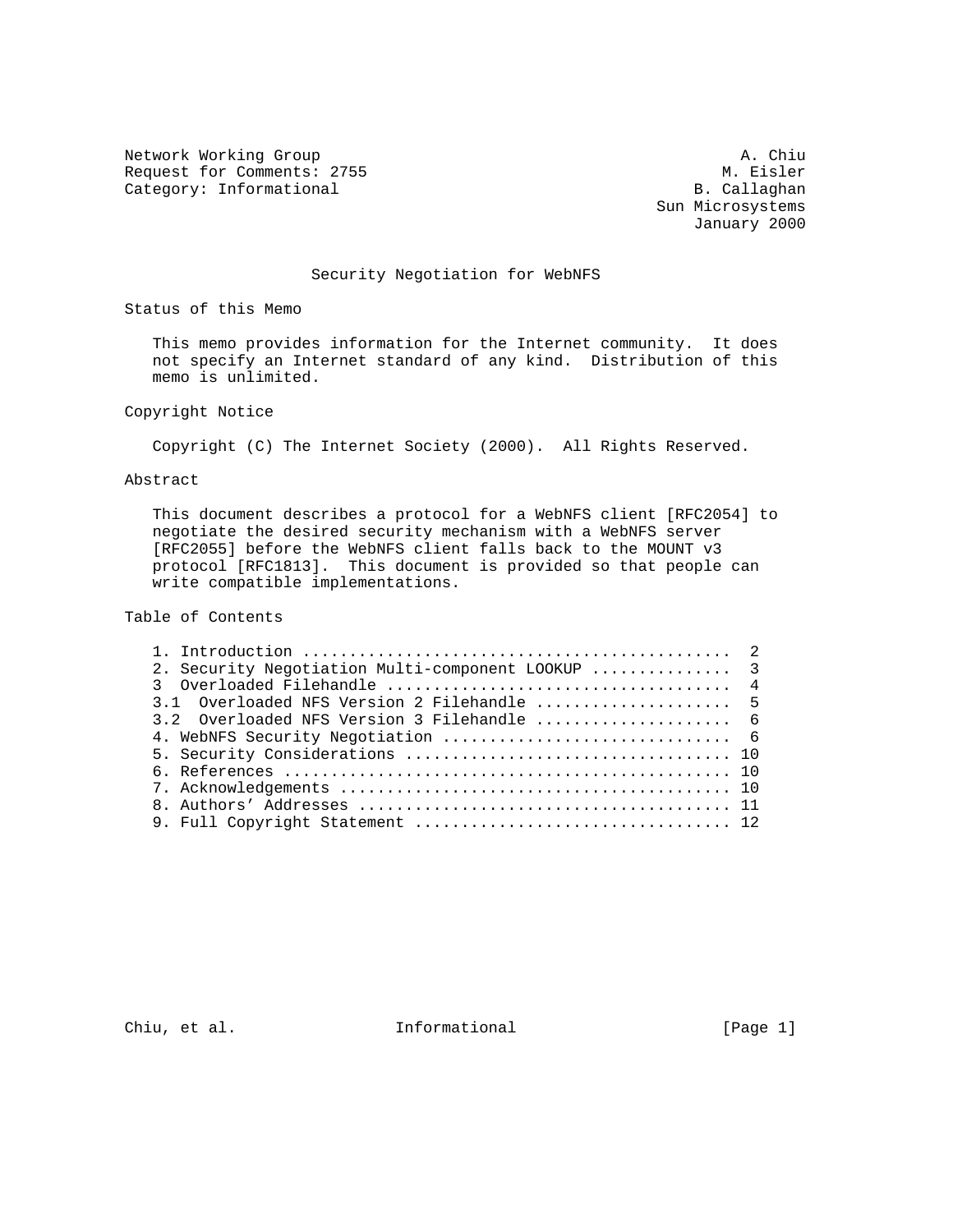Network Working Group A. Chiu
Request for Comments: 2755 M. Eisler
Category: Informational B. Callaghan
Sun Microsystems
January 2000

# Security Negotiation for WebNFS

## Status of this Memo

This memo provides information for the Internet community. It does not specify an Internet standard of any kind. Distribution of this memo is unlimited.

## Copyright Notice

Copyright (C) The Internet Society (2000). All Rights Reserved.

## Abstract

This document describes a protocol for a WebNFS client [RFC2054] to negotiate the desired security mechanism with a WebNFS server [RFC2055] before the WebNFS client falls back to the MOUNT v3 protocol [RFC1813]. This document is provided so that people can write compatible implementations.

## Table of Contents

1. Introduction ............................................. 2
2. Security Negotiation Multi-component LOOKUP .............. 3
3 Overloaded Filehandle .................................... 4
3.1 Overloaded NFS Version 2 Filehandle .................... 5
3.2 Overloaded NFS Version 3 Filehandle .................... 6
4. WebNFS Security Negotiation .............................. 6
5. Security Considerations .................................. 10
6. References ............................................... 10
7. Acknowledgements ......................................... 10
8. Authors' Addresses ....................................... 11
9. Full Copyright Statement ................................. 12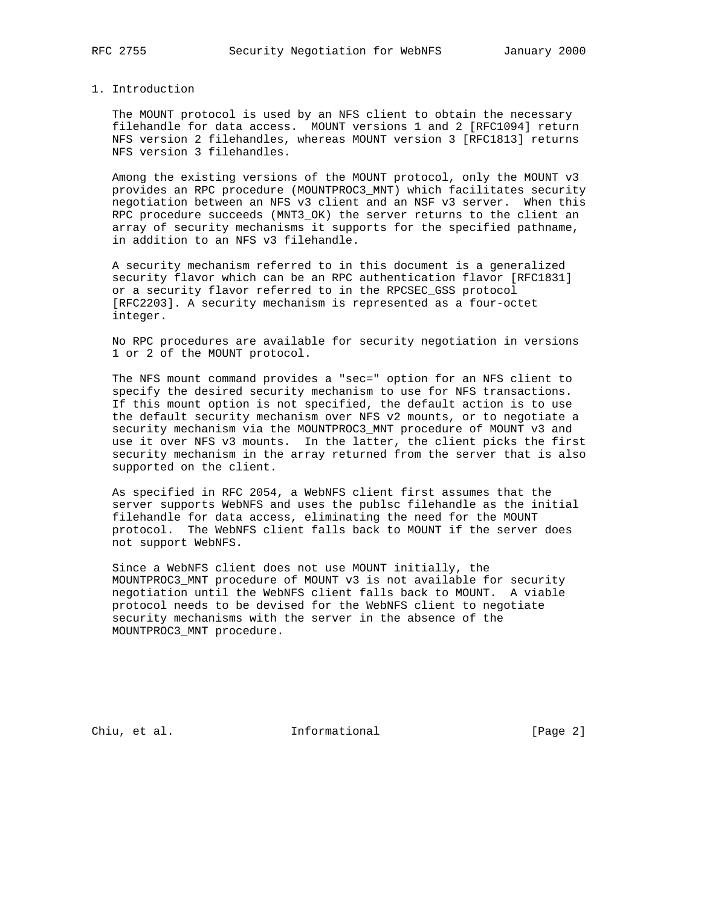# 1. Introduction

The MOUNT protocol is used by an NFS client to obtain the necessary filehandle for data access. MOUNT versions 1 and 2 [RFC1094] return NFS version 2 filehandles, whereas MOUNT version 3 [RFC1813] returns NFS version 3 filehandles.

Among the existing versions of the MOUNT protocol, only the MOUNT v3 provides an RPC procedure (MOUNTPROC3_MNT) which facilitates security negotiation between an NFS v3 client and an NSF v3 server. When this RPC procedure succeeds (MNT3_OK) the server returns to the client an array of security mechanisms it supports for the specified pathname, in addition to an NFS v3 filehandle.

A security mechanism referred to in this document is a generalized security flavor which can be an RPC authentication flavor [RFC1831] or a security flavor referred to in the RPCSEC_GSS protocol [RFC2203]. A security mechanism is represented as a four-octet integer.

No RPC procedures are available for security negotiation in versions 1 or 2 of the MOUNT protocol.

The NFS mount command provides a "sec=" option for an NFS client to specify the desired security mechanism to use for NFS transactions. If this mount option is not specified, the default action is to use the default security mechanism over NFS v2 mounts, or to negotiate a security mechanism via the MOUNTPROC3_MNT procedure of MOUNT v3 and use it over NFS v3 mounts. In the latter, the client picks the first security mechanism in the array returned from the server that is also supported on the client.

As specified in RFC 2054, a WebNFS client first assumes that the server supports WebNFS and uses the publsc filehandle as the initial filehandle for data access, eliminating the need for the MOUNT protocol. The WebNFS client falls back to MOUNT if the server does not support WebNFS.

Since a WebNFS client does not use MOUNT initially, the MOUNTPROC3_MNT procedure of MOUNT v3 is not available for security negotiation until the WebNFS client falls back to MOUNT. A viable protocol needs to be devised for the WebNFS client to negotiate security mechanisms with the server in the absence of the MOUNTPROC3_MNT procedure.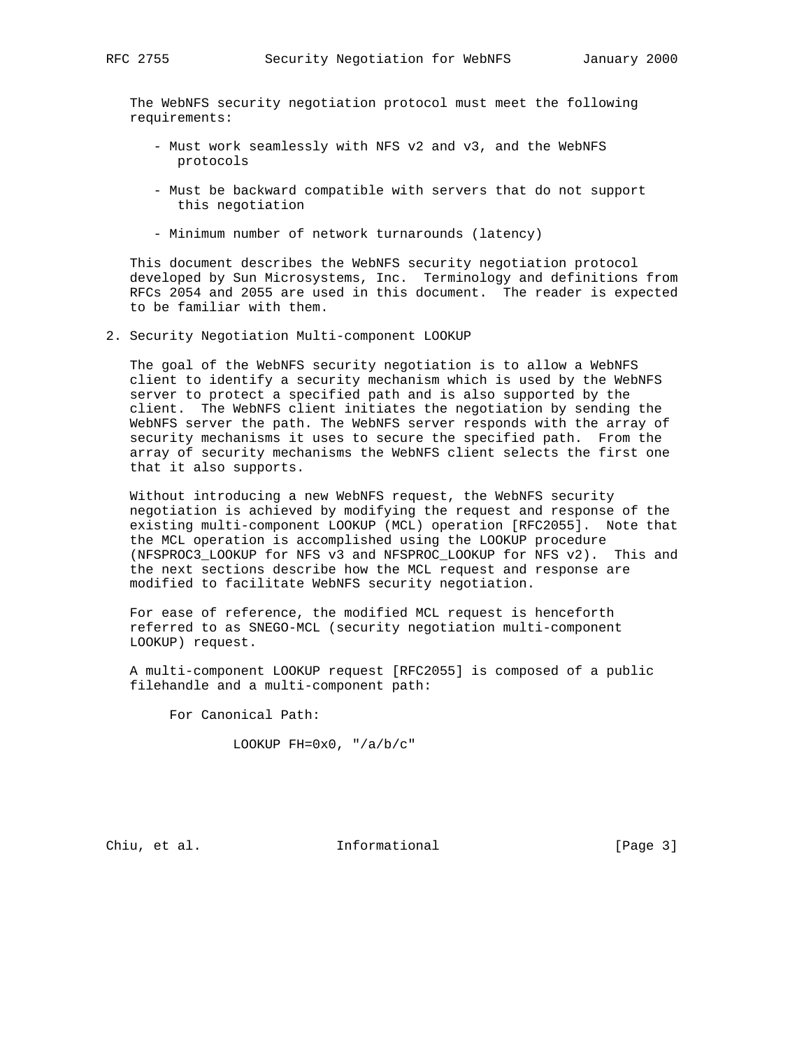The WebNFS security negotiation protocol must meet the following requirements:

- Must work seamlessly with NFS v2 and v3, and the WebNFS protocols
- Must be backward compatible with servers that do not support this negotiation
- Minimum number of network turnarounds (latency)

This document describes the WebNFS security negotiation protocol developed by Sun Microsystems, Inc. Terminology and definitions from RFCs 2054 and 2055 are used in this document. The reader is expected to be familiar with them.

## 2. Security Negotiation Multi-component LOOKUP

The goal of the WebNFS security negotiation is to allow a WebNFS client to identify a security mechanism which is used by the WebNFS server to protect a specified path and is also supported by the client. The WebNFS client initiates the negotiation by sending the WebNFS server the path. The WebNFS server responds with the array of security mechanisms it uses to secure the specified path. From the array of security mechanisms the WebNFS client selects the first one that it also supports.

Without introducing a new WebNFS request, the WebNFS security negotiation is achieved by modifying the request and response of the existing multi-component LOOKUP (MCL) operation [RFC2055]. Note that the MCL operation is accomplished using the LOOKUP procedure (NFSPROC3_LOOKUP for NFS v3 and NFSPROC_LOOKUP for NFS v2). This and the next sections describe how the MCL request and response are modified to facilitate WebNFS security negotiation.

For ease of reference, the modified MCL request is henceforth referred to as SNEGO-MCL (security negotiation multi-component LOOKUP) request.

A multi-component LOOKUP request [RFC2055] is composed of a public filehandle and a multi-component path:

For Canonical Path:

```
LOOKUP FH=0x0, "/a/b/c"
```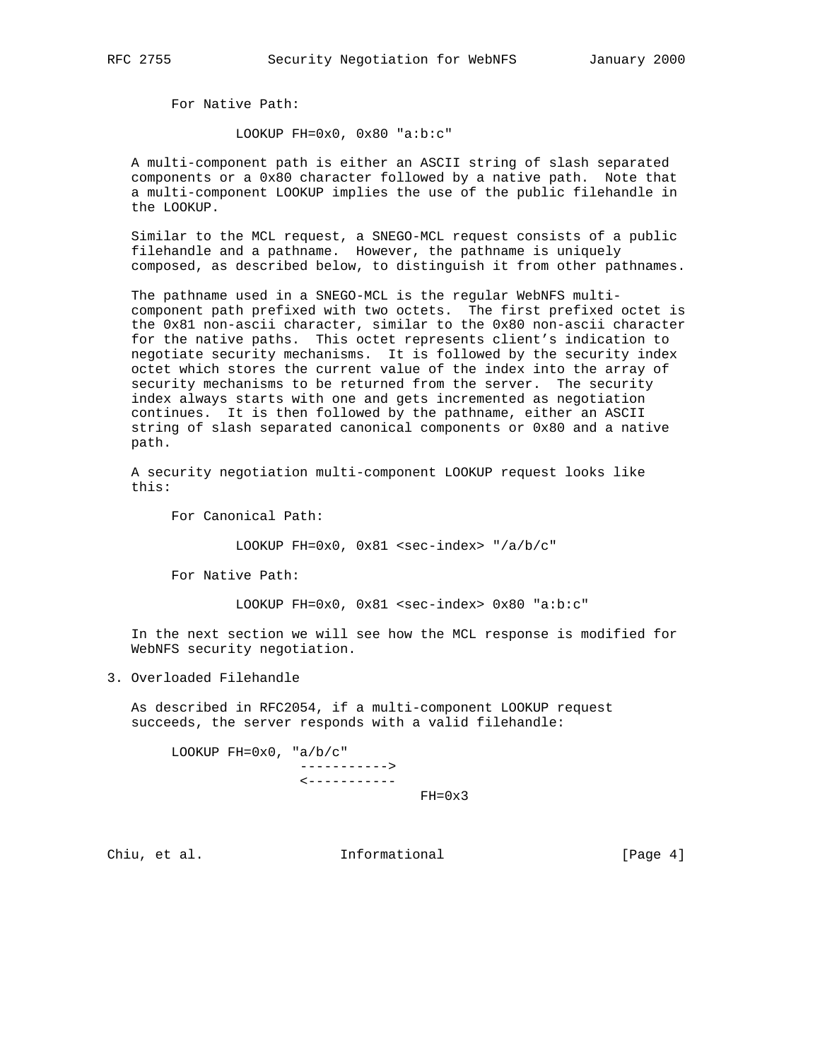For Native Path:

```
LOOKUP FH=0x0, 0x80 "a:b:c"
```

A multi-component path is either an ASCII string of slash separated components or a 0x80 character followed by a native path. Note that a multi-component LOOKUP implies the use of the public filehandle in the LOOKUP.

Similar to the MCL request, a SNEGO-MCL request consists of a public filehandle and a pathname. However, the pathname is uniquely composed, as described below, to distinguish it from other pathnames.

The pathname used in a SNEGO-MCL is the regular WebNFS multi-component path prefixed with two octets. The first prefixed octet is the 0x81 non-ascii character, similar to the 0x80 non-ascii character for the native paths. This octet represents client's indication to negotiate security mechanisms. It is followed by the security index octet which stores the current value of the index into the array of security mechanisms to be returned from the server. The security index always starts with one and gets incremented as negotiation continues. It is then followed by the pathname, either an ASCII string of slash separated canonical components or 0x80 and a native path.

A security negotiation multi-component LOOKUP request looks like this:

For Canonical Path:

```
LOOKUP FH=0x0, 0x81 <sec-index> "/a/b/c"
```

For Native Path:

```
LOOKUP FH=0x0, 0x81 <sec-index> 0x80 "a:b:c"
```

In the next section we will see how the MCL response is modified for WebNFS security negotiation.

## 3. Overloaded Filehandle

As described in RFC2054, if a multi-component LOOKUP request succeeds, the server responds with a valid filehandle:

```
LOOKUP FH=0x0, "a/b/c"
                ----------->
                <-----------
                            FH=0x3
```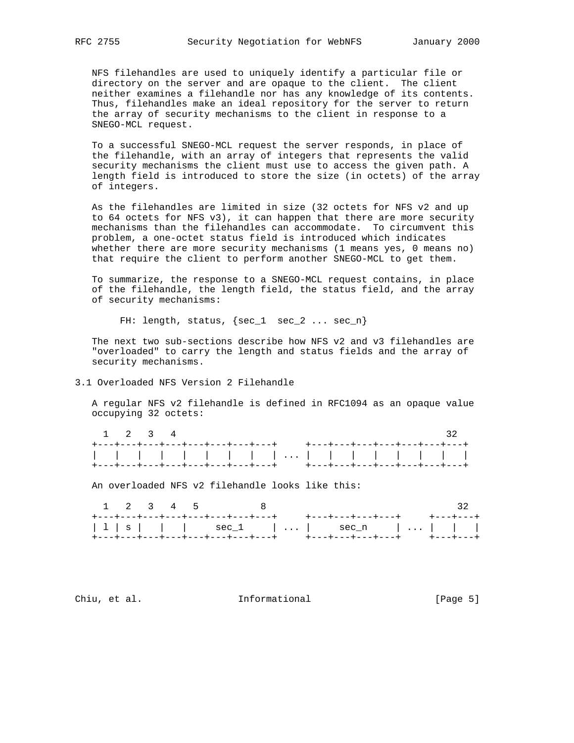NFS filehandles are used to uniquely identify a particular file or directory on the server and are opaque to the client. The client neither examines a filehandle nor has any knowledge of its contents. Thus, filehandles make an ideal repository for the server to return the array of security mechanisms to the client in response to a SNEGO-MCL request.

To a successful SNEGO-MCL request the server responds, in place of the filehandle, with an array of integers that represents the valid security mechanisms the client must use to access the given path. A length field is introduced to store the size (in octets) of the array of integers.

As the filehandles are limited in size (32 octets for NFS v2 and up to 64 octets for NFS v3), it can happen that there are more security mechanisms than the filehandles can accommodate. To circumvent this problem, a one-octet status field is introduced which indicates whether there are more security mechanisms (1 means yes, 0 means no) that require the client to perform another SNEGO-MCL to get them.

To summarize, the response to a SNEGO-MCL request contains, in place of the filehandle, the length field, the status field, and the array of security mechanisms:

```
     FH: length, status, {sec_1  sec_2 ... sec_n}
```

The next two sub-sections describe how NFS v2 and v3 filehandles are "overloaded" to carry the length and status fields and the array of security mechanisms.

### 3.1 Overloaded NFS Version 2 Filehandle

A regular NFS v2 filehandle is defined in RFC1094 as an opaque value occupying 32 octets:

```
  1   2   3   4                                           32
+---+---+---+---+---+---+---+---+     +---+---+---+---+---+---+---+
|   |   |   |   |   |   |   |   | ... |   |   |   |   |   |   |   |
+---+---+---+---+---+---+---+---+     +---+---+---+---+---+---+---+
```

An overloaded NFS v2 filehandle looks like this:

```
  1   2   3   4   5           8                                 32
+---+---+---+---+---+---+---+---+     +---+---+---+---+     +---+---+
| l | s |   |   |     sec_1     | ... |     sec_n     | ... |   |   |
+---+---+---+---+---+---+---+---+     +---+---+---+---+     +---+---+
```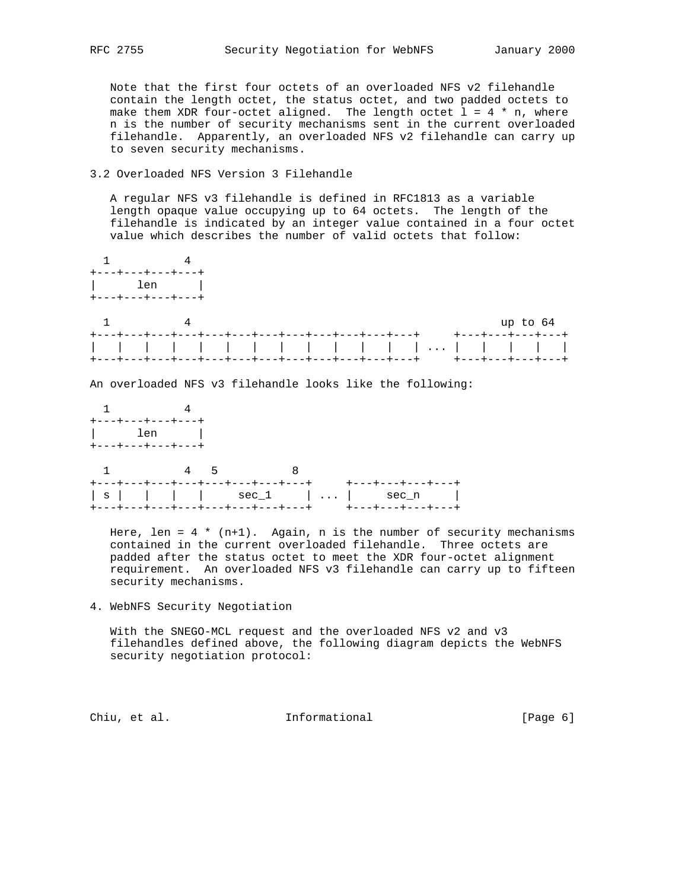Note that the first four octets of an overloaded NFS v2 filehandle contain the length octet, the status octet, and two padded octets to make them XDR four-octet aligned. The length octet l = 4 * n, where n is the number of security mechanisms sent in the current overloaded filehandle. Apparently, an overloaded NFS v2 filehandle can carry up to seven security mechanisms.

### 3.2 Overloaded NFS Version 3 Filehandle

A regular NFS v3 filehandle is defined in RFC1813 as a variable length opaque value occupying up to 64 octets. The length of the filehandle is indicated by an integer value contained in a four octet value which describes the number of valid octets that follow:

```
  1           4
+---+---+---+---+
|      len      |
+---+---+---+---+

  1           4                                               up to 64
+---+---+---+---+---+---+---+---+---+---+---+---+---+     +---+---+---+---+
|   |   |   |   |   |   |   |   |   |   |   |   |   | ... |   |   |   |   |
+---+---+---+---+---+---+---+---+---+---+---+---+---+     +---+---+---+---+
```

An overloaded NFS v3 filehandle looks like the following:

```
  1           4
+---+---+---+---+
|      len      |
+---+---+---+---+

  1           4   5           8
+---+---+---+---+---+---+---+---+     +---+---+---+---+
| s |   |   |   |     sec_1     | ... |     sec_n     |
+---+---+---+---+---+---+---+---+     +---+---+---+---+
```

Here, len = 4 * (n+1). Again, n is the number of security mechanisms contained in the current overloaded filehandle. Three octets are padded after the status octet to meet the XDR four-octet alignment requirement. An overloaded NFS v3 filehandle can carry up to fifteen security mechanisms.

## 4. WebNFS Security Negotiation

With the SNEGO-MCL request and the overloaded NFS v2 and v3 filehandles defined above, the following diagram depicts the WebNFS security negotiation protocol: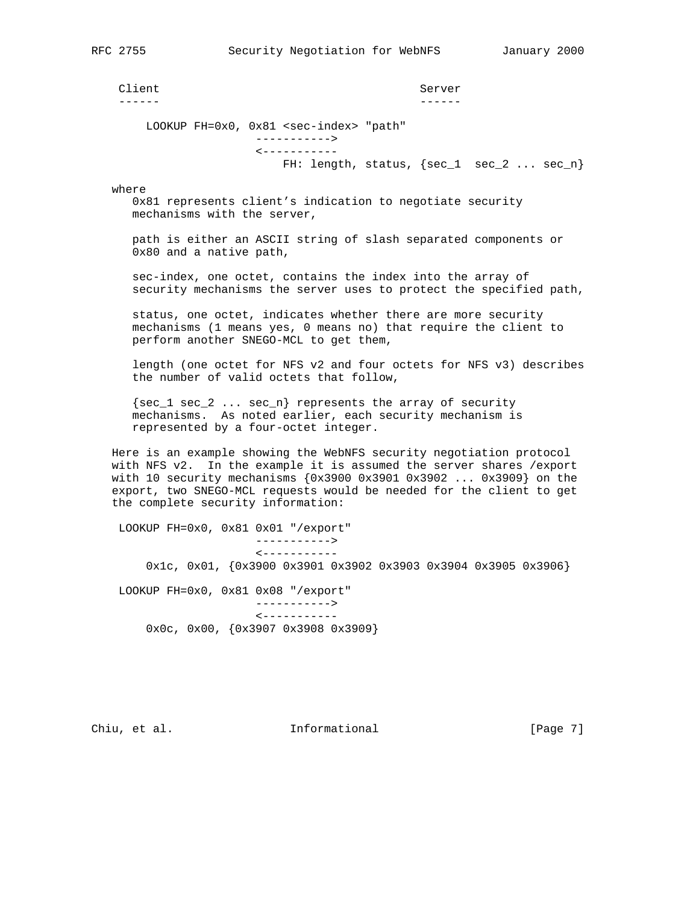```
Client                                        Server
------                                        ------

    LOOKUP FH=0x0, 0x81 <sec-index> "path"
                      ----------->
                      <-----------
                          FH: length, status, {sec_1  sec_2 ... sec_n}
```

where

0x81 represents client's indication to negotiate security mechanisms with the server,

path is either an ASCII string of slash separated components or 0x80 and a native path,

sec-index, one octet, contains the index into the array of security mechanisms the server uses to protect the specified path,

status, one octet, indicates whether there are more security mechanisms (1 means yes, 0 means no) that require the client to perform another SNEGO-MCL to get them,

length (one octet for NFS v2 and four octets for NFS v3) describes the number of valid octets that follow,

{sec_1 sec_2 ... sec_n} represents the array of security mechanisms. As noted earlier, each security mechanism is represented by a four-octet integer.

Here is an example showing the WebNFS security negotiation protocol with NFS v2. In the example it is assumed the server shares /export with 10 security mechanisms {0x3900 0x3901 0x3902 ... 0x3909} on the export, two SNEGO-MCL requests would be needed for the client to get the complete security information:

```
 LOOKUP FH=0x0, 0x81 0x01 "/export"
                      ----------->
                      <-----------
     0x1c, 0x01, {0x3900 0x3901 0x3902 0x3903 0x3904 0x3905 0x3906}

 LOOKUP FH=0x0, 0x81 0x08 "/export"
                      ----------->
                      <-----------
     0x0c, 0x00, {0x3907 0x3908 0x3909}
```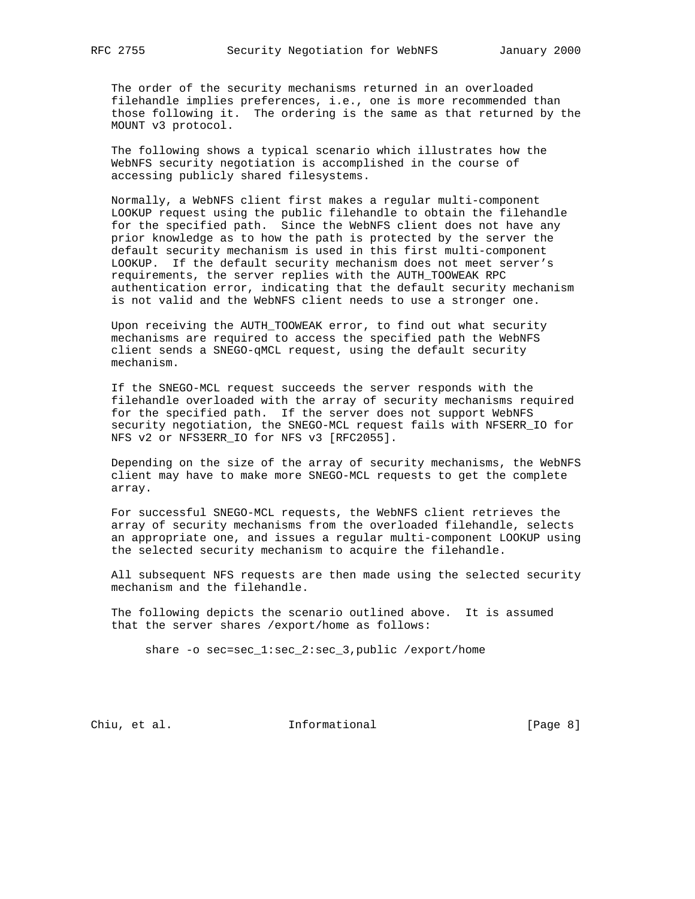The order of the security mechanisms returned in an overloaded filehandle implies preferences, i.e., one is more recommended than those following it. The ordering is the same as that returned by the MOUNT v3 protocol.

The following shows a typical scenario which illustrates how the WebNFS security negotiation is accomplished in the course of accessing publicly shared filesystems.

Normally, a WebNFS client first makes a regular multi-component LOOKUP request using the public filehandle to obtain the filehandle for the specified path. Since the WebNFS client does not have any prior knowledge as to how the path is protected by the server the default security mechanism is used in this first multi-component LOOKUP. If the default security mechanism does not meet server's requirements, the server replies with the AUTH_TOOWEAK RPC authentication error, indicating that the default security mechanism is not valid and the WebNFS client needs to use a stronger one.

Upon receiving the AUTH_TOOWEAK error, to find out what security mechanisms are required to access the specified path the WebNFS client sends a SNEGO-qMCL request, using the default security mechanism.

If the SNEGO-MCL request succeeds the server responds with the filehandle overloaded with the array of security mechanisms required for the specified path. If the server does not support WebNFS security negotiation, the SNEGO-MCL request fails with NFSERR_IO for NFS v2 or NFS3ERR_IO for NFS v3 [RFC2055].

Depending on the size of the array of security mechanisms, the WebNFS client may have to make more SNEGO-MCL requests to get the complete array.

For successful SNEGO-MCL requests, the WebNFS client retrieves the array of security mechanisms from the overloaded filehandle, selects an appropriate one, and issues a regular multi-component LOOKUP using the selected security mechanism to acquire the filehandle.

All subsequent NFS requests are then made using the selected security mechanism and the filehandle.

The following depicts the scenario outlined above. It is assumed that the server shares /export/home as follows:

```
share -o sec=sec_1:sec_2:sec_3,public /export/home
```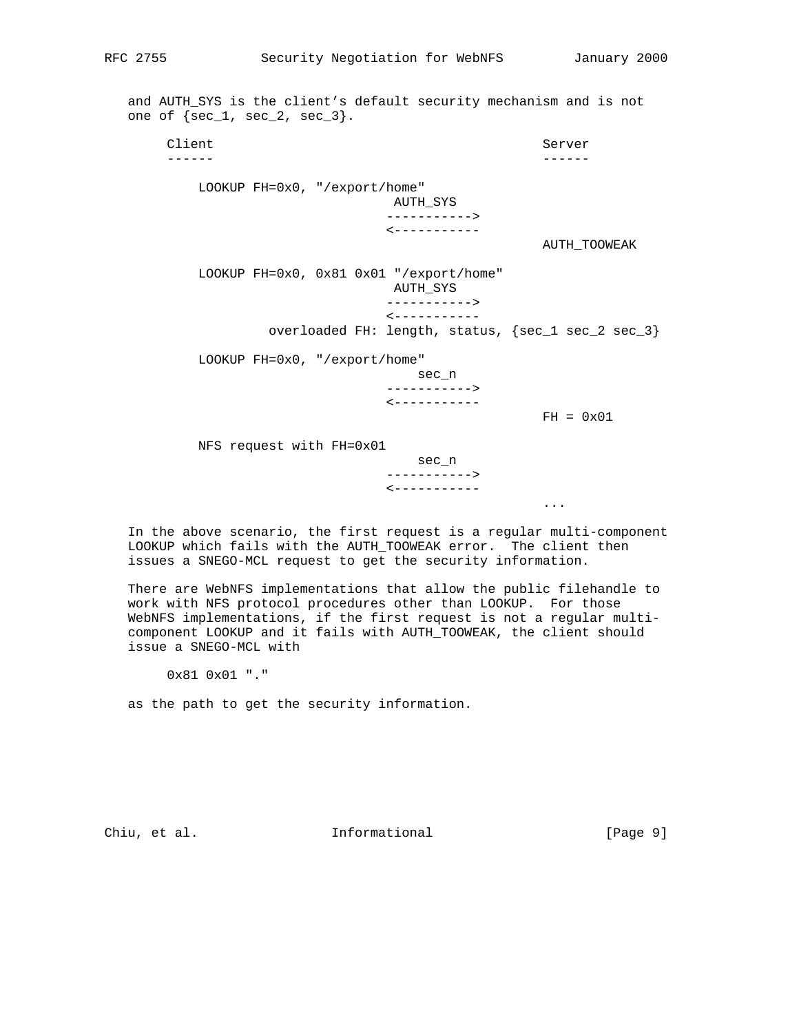and AUTH_SYS is the client's default security mechanism and is not one of {sec_1, sec_2, sec_3}.

```
     Client                                          Server
     ------                                          ------

         LOOKUP FH=0x0, "/export/home"
                                AUTH_SYS
                               ----------->
                               <-----------
                                                     AUTH_TOOWEAK

         LOOKUP FH=0x0, 0x81 0x01 "/export/home"
                                AUTH_SYS
                               ----------->
                               <-----------
                  overloaded FH: length, status, {sec_1 sec_2 sec_3}

         LOOKUP FH=0x0, "/export/home"
                                   sec_n
                               ----------->
                               <-----------
                                                     FH = 0x01

         NFS request with FH=0x01
                                   sec_n
                               ----------->
                               <-----------
                                                     ...
```

In the above scenario, the first request is a regular multi-component LOOKUP which fails with the AUTH_TOOWEAK error. The client then issues a SNEGO-MCL request to get the security information.

There are WebNFS implementations that allow the public filehandle to work with NFS protocol procedures other than LOOKUP. For those WebNFS implementations, if the first request is not a regular multi-component LOOKUP and it fails with AUTH_TOOWEAK, the client should issue a SNEGO-MCL with

```
     0x81 0x01 "."
```

as the path to get the security information.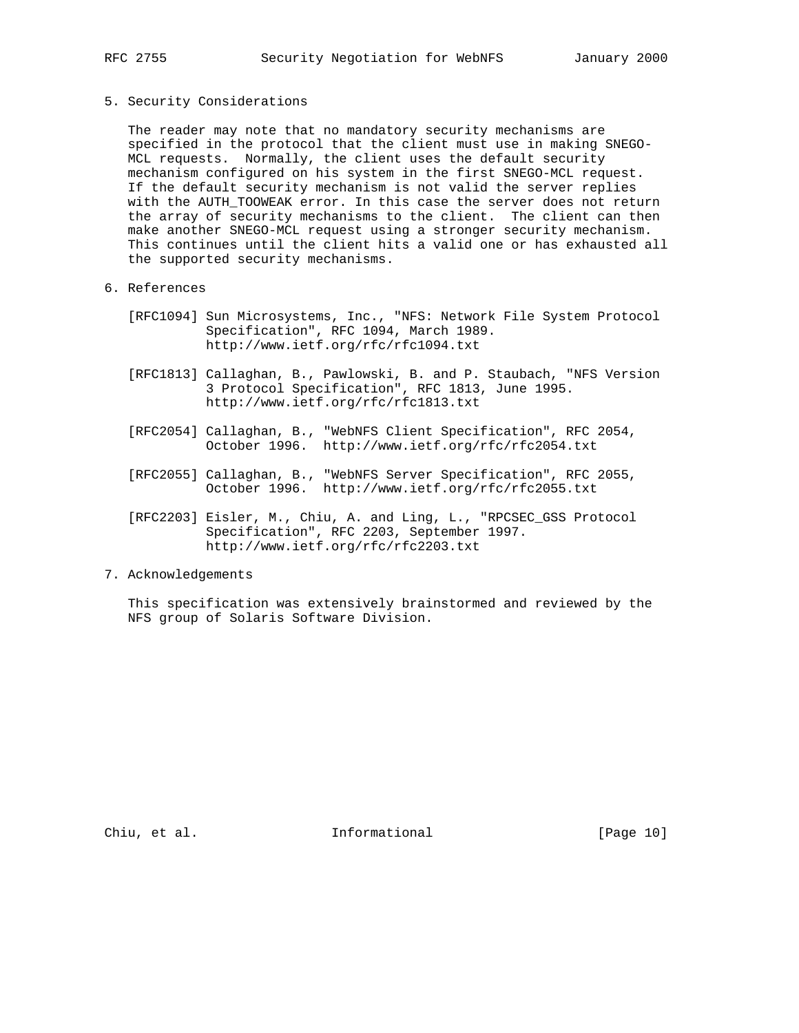## 5. Security Considerations

The reader may note that no mandatory security mechanisms are specified in the protocol that the client must use in making SNEGO-MCL requests. Normally, the client uses the default security mechanism configured on his system in the first SNEGO-MCL request. If the default security mechanism is not valid the server replies with the AUTH_TOOWEAK error. In this case the server does not return the array of security mechanisms to the client. The client can then make another SNEGO-MCL request using a stronger security mechanism. This continues until the client hits a valid one or has exhausted all the supported security mechanisms.

## 6. References

[RFC1094] Sun Microsystems, Inc., "NFS: Network File System Protocol Specification", RFC 1094, March 1989. http://www.ietf.org/rfc/rfc1094.txt

[RFC1813] Callaghan, B., Pawlowski, B. and P. Staubach, "NFS Version 3 Protocol Specification", RFC 1813, June 1995. http://www.ietf.org/rfc/rfc1813.txt

[RFC2054] Callaghan, B., "WebNFS Client Specification", RFC 2054, October 1996. http://www.ietf.org/rfc/rfc2054.txt

[RFC2055] Callaghan, B., "WebNFS Server Specification", RFC 2055, October 1996. http://www.ietf.org/rfc/rfc2055.txt

[RFC2203] Eisler, M., Chiu, A. and Ling, L., "RPCSEC_GSS Protocol Specification", RFC 2203, September 1997. http://www.ietf.org/rfc/rfc2203.txt

## 7. Acknowledgements

This specification was extensively brainstormed and reviewed by the NFS group of Solaris Software Division.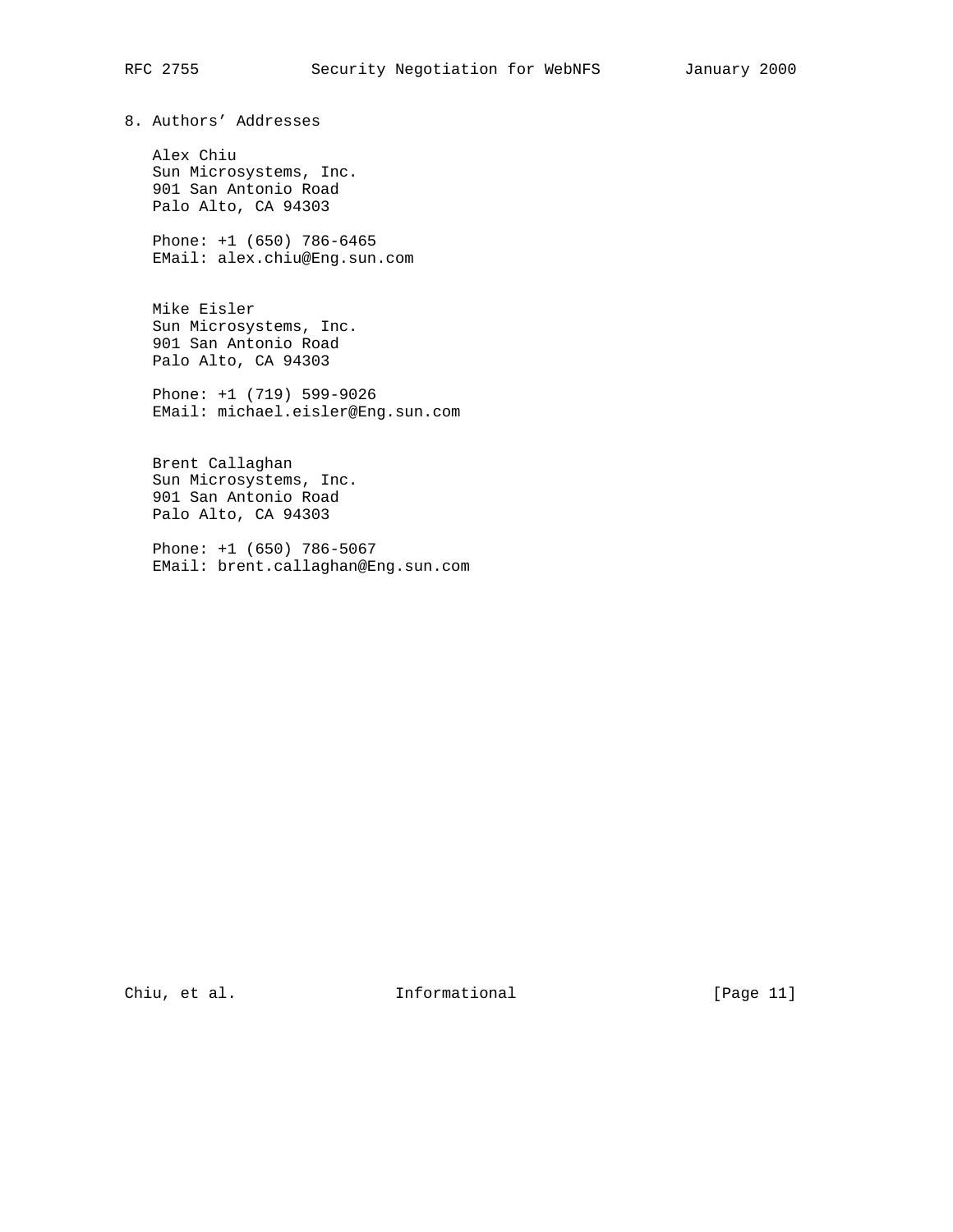## 8. Authors' Addresses

Alex Chiu
Sun Microsystems, Inc.
901 San Antonio Road
Palo Alto, CA 94303

Phone: +1 (650) 786-6465
EMail: alex.chiu@Eng.sun.com

Mike Eisler
Sun Microsystems, Inc.
901 San Antonio Road
Palo Alto, CA 94303

Phone: +1 (719) 599-9026
EMail: michael.eisler@Eng.sun.com

Brent Callaghan
Sun Microsystems, Inc.
901 San Antonio Road
Palo Alto, CA 94303

Phone: +1 (650) 786-5067
EMail: brent.callaghan@Eng.sun.com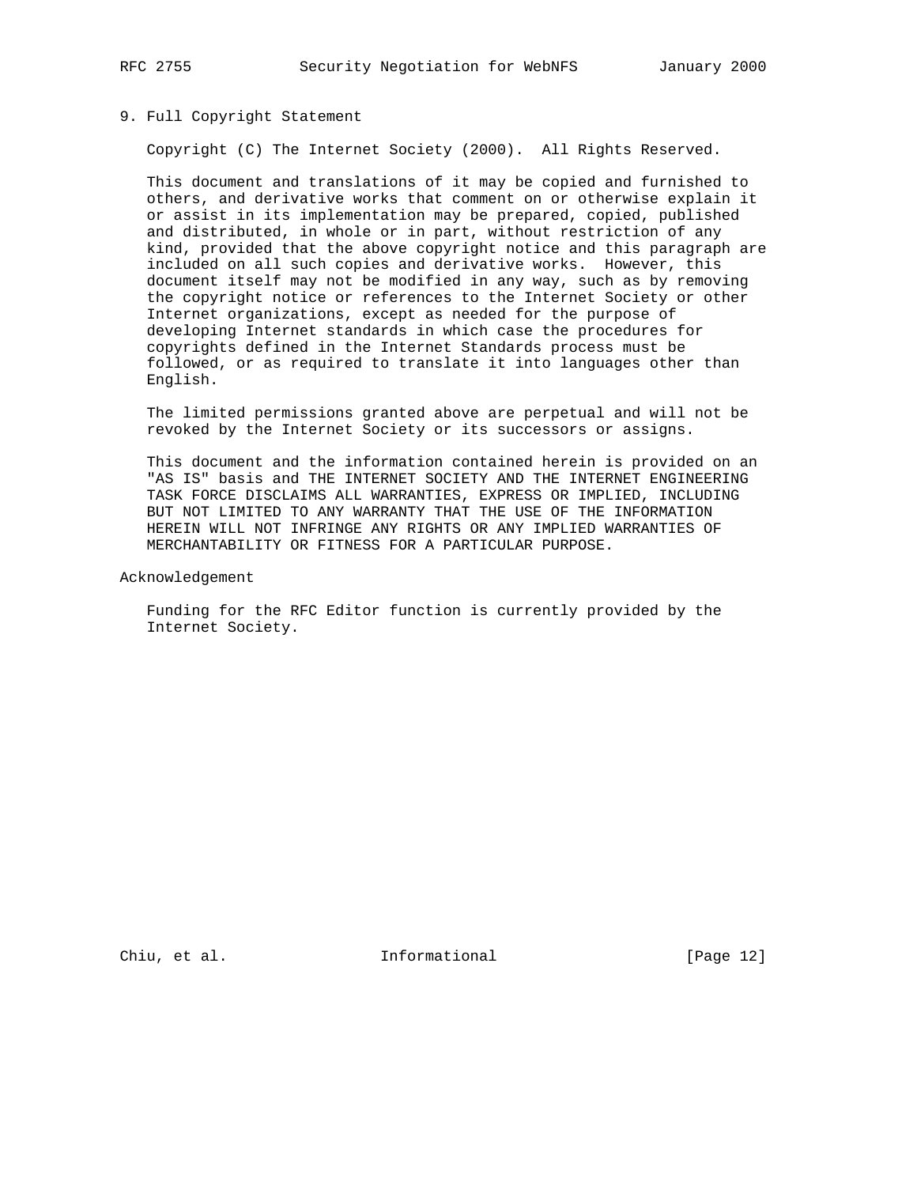## 9. Full Copyright Statement

Copyright (C) The Internet Society (2000).  All Rights Reserved.

This document and translations of it may be copied and furnished to others, and derivative works that comment on or otherwise explain it or assist in its implementation may be prepared, copied, published and distributed, in whole or in part, without restriction of any kind, provided that the above copyright notice and this paragraph are included on all such copies and derivative works.  However, this document itself may not be modified in any way, such as by removing the copyright notice or references to the Internet Society or other Internet organizations, except as needed for the purpose of developing Internet standards in which case the procedures for copyrights defined in the Internet Standards process must be followed, or as required to translate it into languages other than English.

The limited permissions granted above are perpetual and will not be revoked by the Internet Society or its successors or assigns.

This document and the information contained herein is provided on an "AS IS" basis and THE INTERNET SOCIETY AND THE INTERNET ENGINEERING TASK FORCE DISCLAIMS ALL WARRANTIES, EXPRESS OR IMPLIED, INCLUDING BUT NOT LIMITED TO ANY WARRANTY THAT THE USE OF THE INFORMATION HEREIN WILL NOT INFRINGE ANY RIGHTS OR ANY IMPLIED WARRANTIES OF MERCHANTABILITY OR FITNESS FOR A PARTICULAR PURPOSE.

## Acknowledgement

Funding for the RFC Editor function is currently provided by the Internet Society.